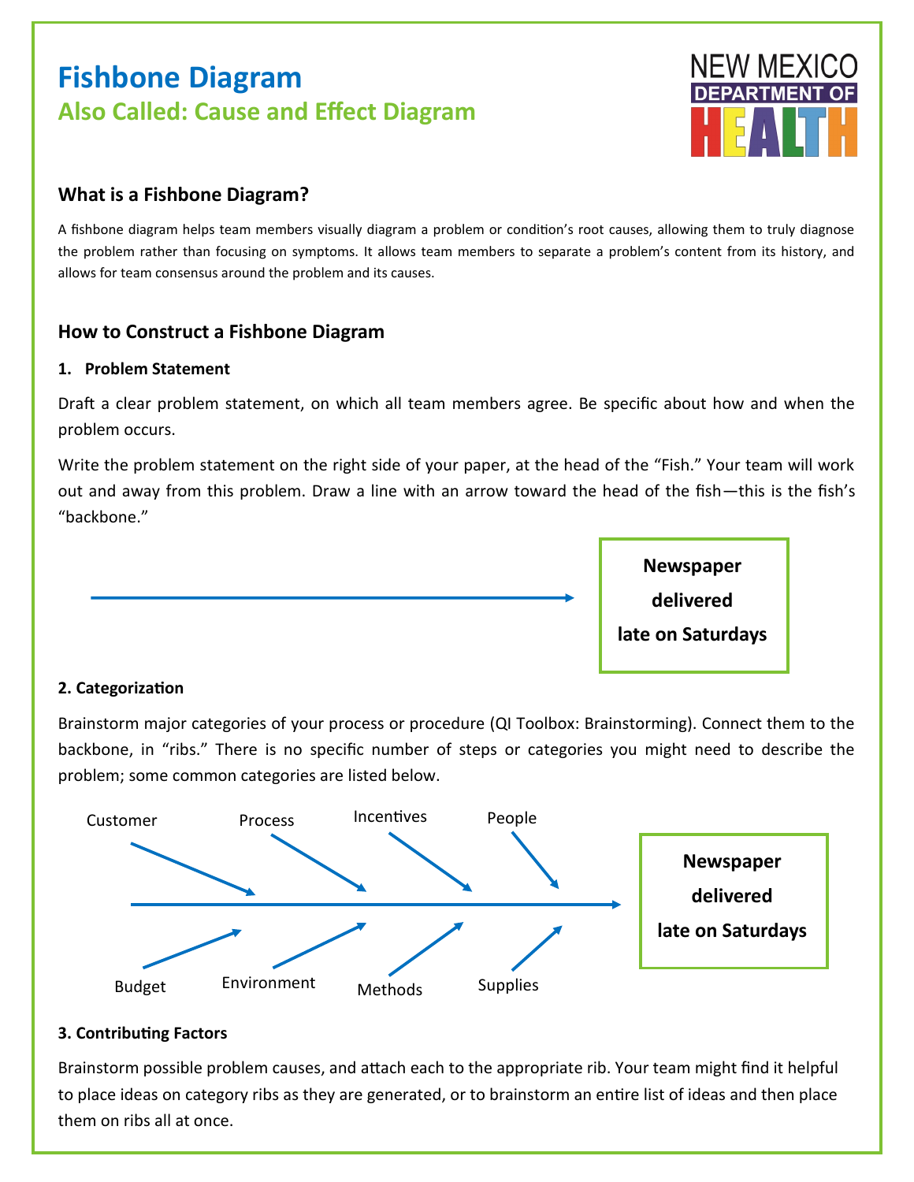# Fishbone Diagram

## Also Called: Cause and Effect Diagram

NEW MEXICO DEPARTMENT OF HEALTH

### What is a Fishbone Diagram?

A fishbone diagram helps team members visually diagram a problem or condition's root causes, allowing them to truly diagnose the problem rather than focusing on symptoms. It allows team members to separate a problem's content from its history, and allows for team consensus around the problem and its causes.

### How to Construct a Fishbone Diagram

**1. Problem Statement**

Draft a clear problem statement, on which all team members agree. Be specific about how and when the problem occurs.

Write the problem statement on the right side of your paper, at the head of the "Fish." Your team will work out and away from this problem. Draw a line with an arrow toward the head of the fish—this is the fish's "backbone."

**Newspaper delivered late on Saturdays**

**2. Categorization**

Brainstorm major categories of your process or procedure (QI Toolbox: Brainstorming). Connect them to the backbone, in "ribs." There is no specific number of steps or categories you might need to describe the problem; some common categories are listed below.

Customer, Process, Incentives, People, Budget, Environment, Methods, Supplies

**Newspaper delivered late on Saturdays**

**3. Contributing Factors**

Brainstorm possible problem causes, and attach each to the appropriate rib. Your team might find it helpful to place ideas on category ribs as they are generated, or to brainstorm an entire list of ideas and then place them on ribs all at once.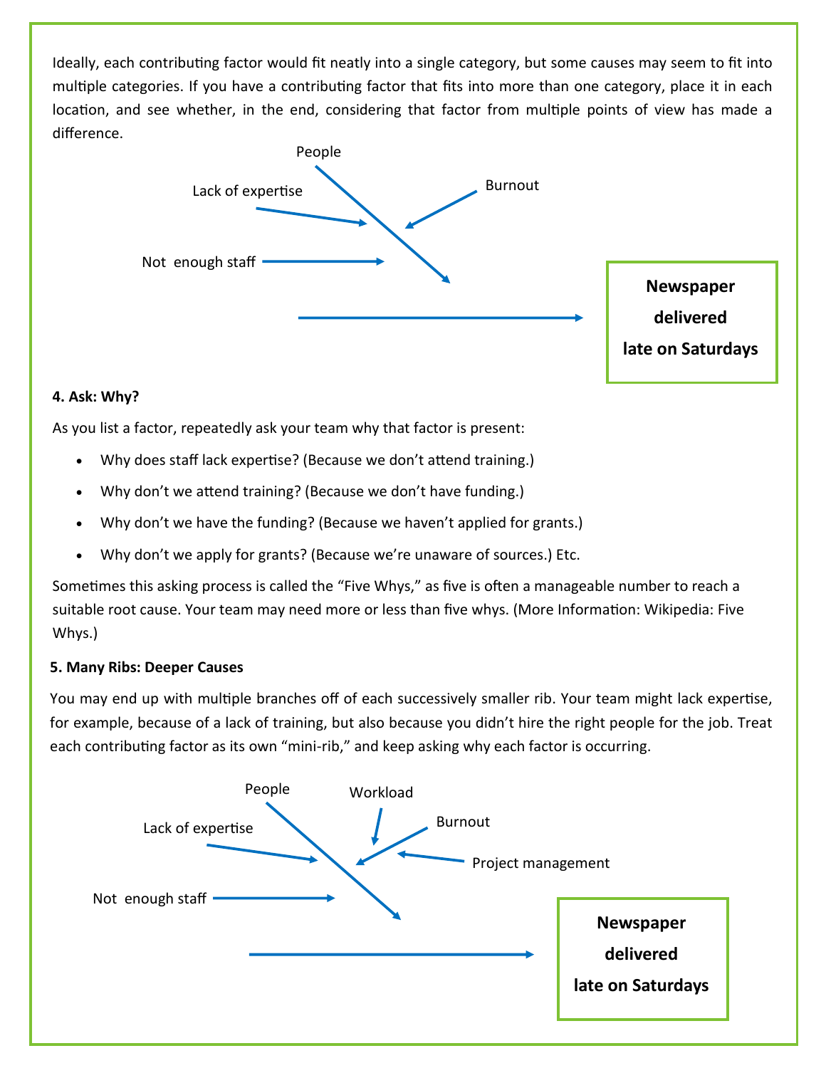Ideally, each contributing factor would fit neatly into a single category, but some causes may seem to fit into multiple categories. If you have a contributing factor that fits into more than one category, place it in each location, and see whether, in the end, considering that factor from multiple points of view has made a difference.

People

Lack of expertise

Burnout

Not enough staff

**Newspaper delivered late on Saturdays**

**4. Ask: Why?**

As you list a factor, repeatedly ask your team why that factor is present:

- Why does staff lack expertise? (Because we don't attend training.)
- Why don't we attend training? (Because we don't have funding.)
- Why don't we have the funding? (Because we haven't applied for grants.)
- Why don't we apply for grants? (Because we're unaware of sources.) Etc.

Sometimes this asking process is called the "Five Whys," as five is often a manageable number to reach a suitable root cause. Your team may need more or less than five whys. (More Information: Wikipedia: Five Whys.)

**5. Many Ribs: Deeper Causes**

You may end up with multiple branches off of each successively smaller rib. Your team might lack expertise, for example, because of a lack of training, but also because you didn't hire the right people for the job. Treat each contributing factor as its own "mini-rib," and keep asking why each factor is occurring.

People

Workload

Lack of expertise

Burnout

Project management

Not enough staff

**Newspaper delivered late on Saturdays**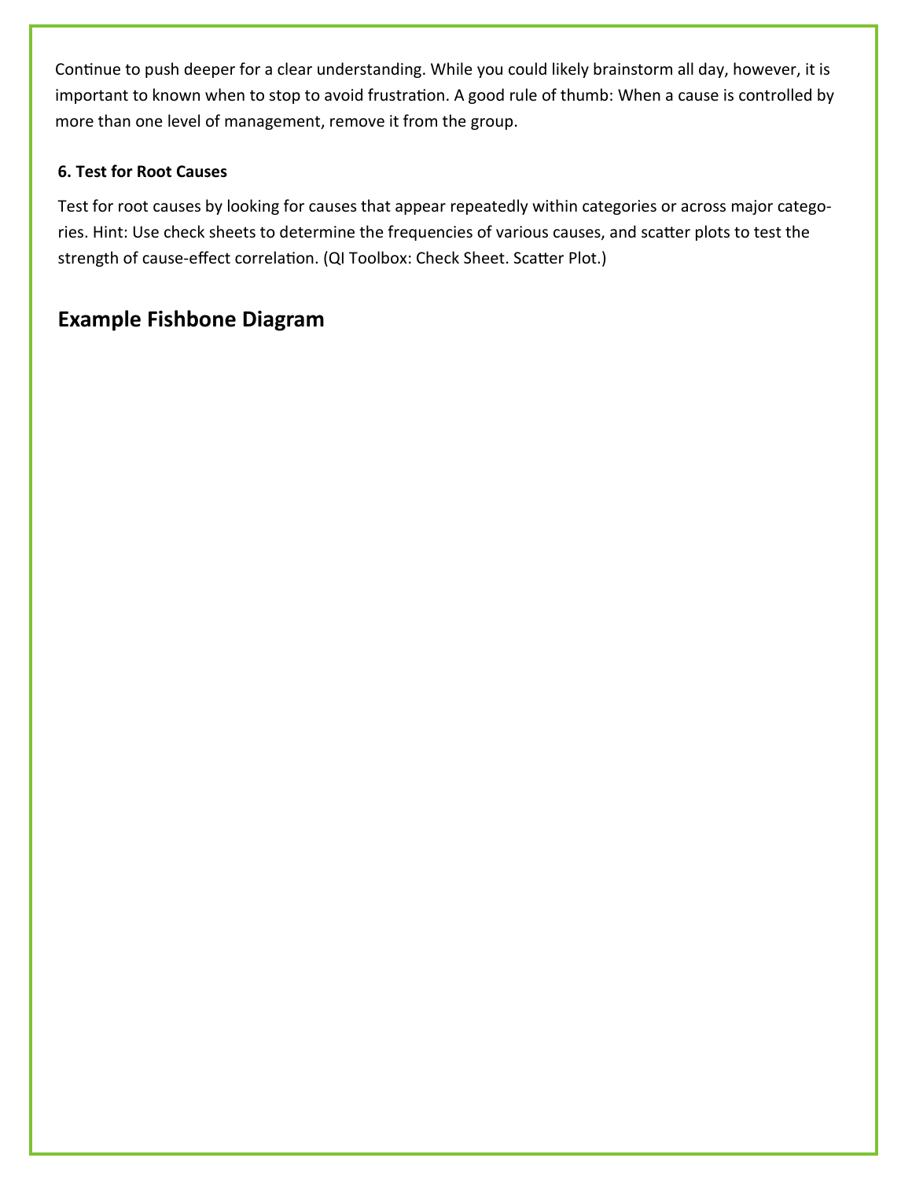Continue to push deeper for a clear understanding. While you could likely brainstorm all day, however, it is important to known when to stop to avoid frustration. A good rule of thumb: When a cause is controlled by more than one level of management, remove it from the group.

### 6. Test for Root Causes

Test for root causes by looking for causes that appear repeatedly within categories or across major categories. Hint: Use check sheets to determine the frequencies of various causes, and scatter plots to test the strength of cause-effect correlation. (QI Toolbox: Check Sheet. Scatter Plot.)

## Example Fishbone Diagram